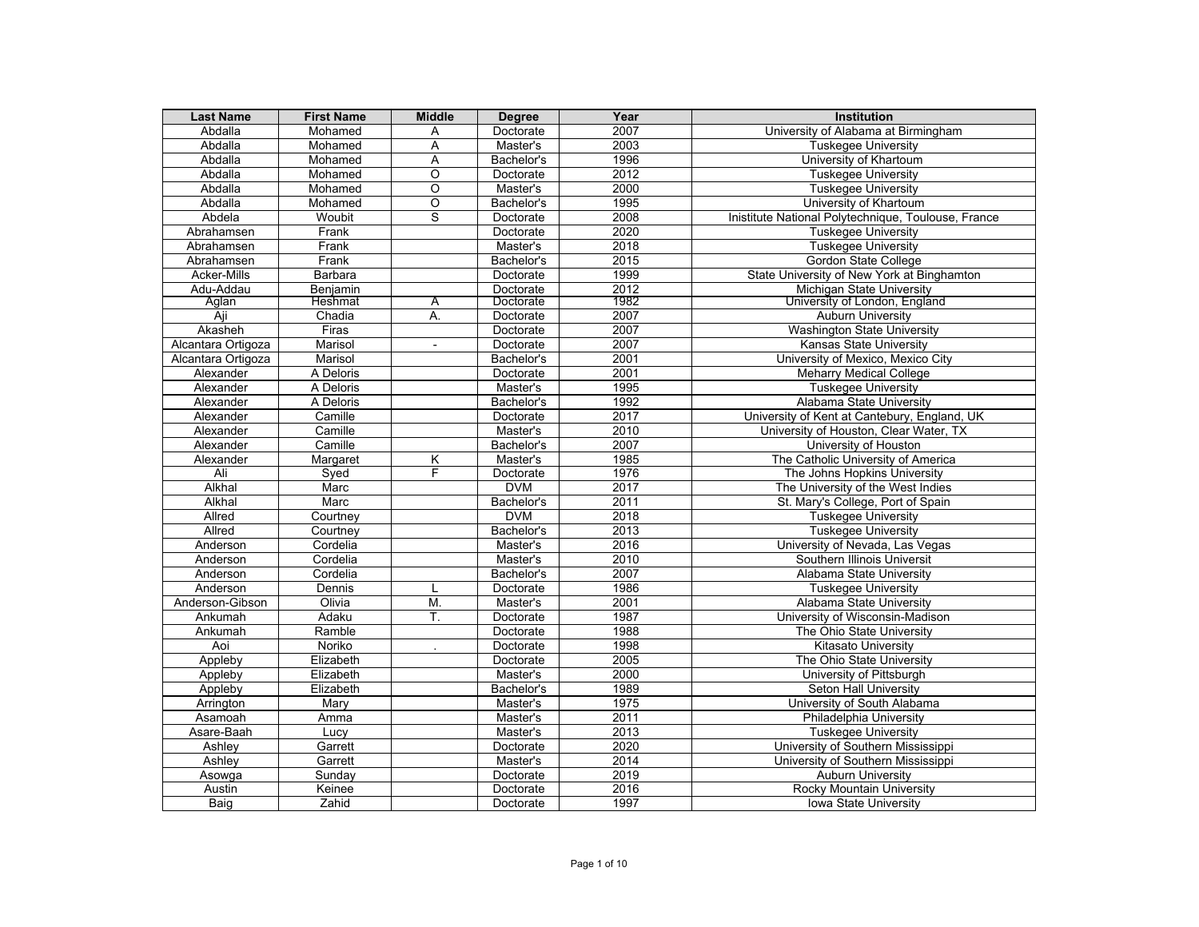| Last Name | First Name | Middle | Degree | Year | Institution |
|---|---|---|---|---|---|
| Abdalla | Mohamed | A | Doctorate | 2007 | University of Alabama at Birmingham |
| Abdalla | Mohamed | A | Master's | 2003 | Tuskegee University |
| Abdalla | Mohamed | A | Bachelor's | 1996 | University of Khartoum |
| Abdalla | Mohamed | O | Doctorate | 2012 | Tuskegee University |
| Abdalla | Mohamed | O | Master's | 2000 | Tuskegee University |
| Abdalla | Mohamed | O | Bachelor's | 1995 | University of Khartoum |
| Abdela | Woubit | S | Doctorate | 2008 | Inistitute National Polytechnique, Toulouse, France |
| Abrahamsen | Frank | | Doctorate | 2020 | Tuskegee University |
| Abrahamsen | Frank | | Master's | 2018 | Tuskegee University |
| Abrahamsen | Frank | | Bachelor's | 2015 | Gordon State College |
| Acker-Mills | Barbara | | Doctorate | 1999 | State University of New York at Binghamton |
| Adu-Addau | Benjamin | | Doctorate | 2012 | Michigan State University |
| Aglan | Heshmat | A | Doctorate | 1982 | University of London, England |
| Aji | Chadia | A. | Doctorate | 2007 | Auburn University |
| Akasheh | Firas | | Doctorate | 2007 | Washington State University |
| Alcantara Ortigoza | Marisol | - | Doctorate | 2007 | Kansas State University |
| Alcantara Ortigoza | Marisol | | Bachelor's | 2001 | University of Mexico, Mexico City |
| Alexander | A Deloris | | Doctorate | 2001 | Meharry Medical College |
| Alexander | A Deloris | | Master's | 1995 | Tuskegee University |
| Alexander | A Deloris | | Bachelor's | 1992 | Alabama State University |
| Alexander | Camille | | Doctorate | 2017 | University of Kent at Cantebury, England, UK |
| Alexander | Camille | | Master's | 2010 | University of Houston, Clear Water, TX |
| Alexander | Camille | | Bachelor's | 2007 | University of Houston |
| Alexander | Margaret | K | Master's | 1985 | The Catholic University of America |
| Ali | Syed | F | Doctorate | 1976 | The Johns Hopkins University |
| Alkhal | Marc | | DVM | 2017 | The University of the West Indies |
| Alkhal | Marc | | Bachelor's | 2011 | St. Mary's College, Port of Spain |
| Allred | Courtney | | DVM | 2018 | Tuskegee University |
| Allred | Courtney | | Bachelor's | 2013 | Tuskegee University |
| Anderson | Cordelia | | Master's | 2016 | University of Nevada, Las Vegas |
| Anderson | Cordelia | | Master's | 2010 | Southern Illinois Universit |
| Anderson | Cordelia | | Bachelor's | 2007 | Alabama State University |
| Anderson | Dennis | L | Doctorate | 1986 | Tuskegee University |
| Anderson-Gibson | Olivia | M. | Master's | 2001 | Alabama State University |
| Ankumah | Adaku | T. | Doctorate | 1987 | University of Wisconsin-Madison |
| Ankumah | Ramble | | Doctorate | 1988 | The Ohio State University |
| Aoi | Noriko | . | Doctorate | 1998 | Kitasato University |
| Appleby | Elizabeth | | Doctorate | 2005 | The Ohio State University |
| Appleby | Elizabeth | | Master's | 2000 | University of Pittsburgh |
| Appleby | Elizabeth | | Bachelor's | 1989 | Seton Hall University |
| Arrington | Mary | | Master's | 1975 | University of South Alabama |
| Asamoah | Amma | | Master's | 2011 | Philadelphia University |
| Asare-Baah | Lucy | | Master's | 2013 | Tuskegee University |
| Ashley | Garrett | | Doctorate | 2020 | University of Southern Mississippi |
| Ashley | Garrett | | Master's | 2014 | University of Southern Mississippi |
| Asowga | Sunday | | Doctorate | 2019 | Auburn University |
| Austin | Keinee | | Doctorate | 2016 | Rocky Mountain University |
| Baig | Zahid | | Doctorate | 1997 | Iowa State University |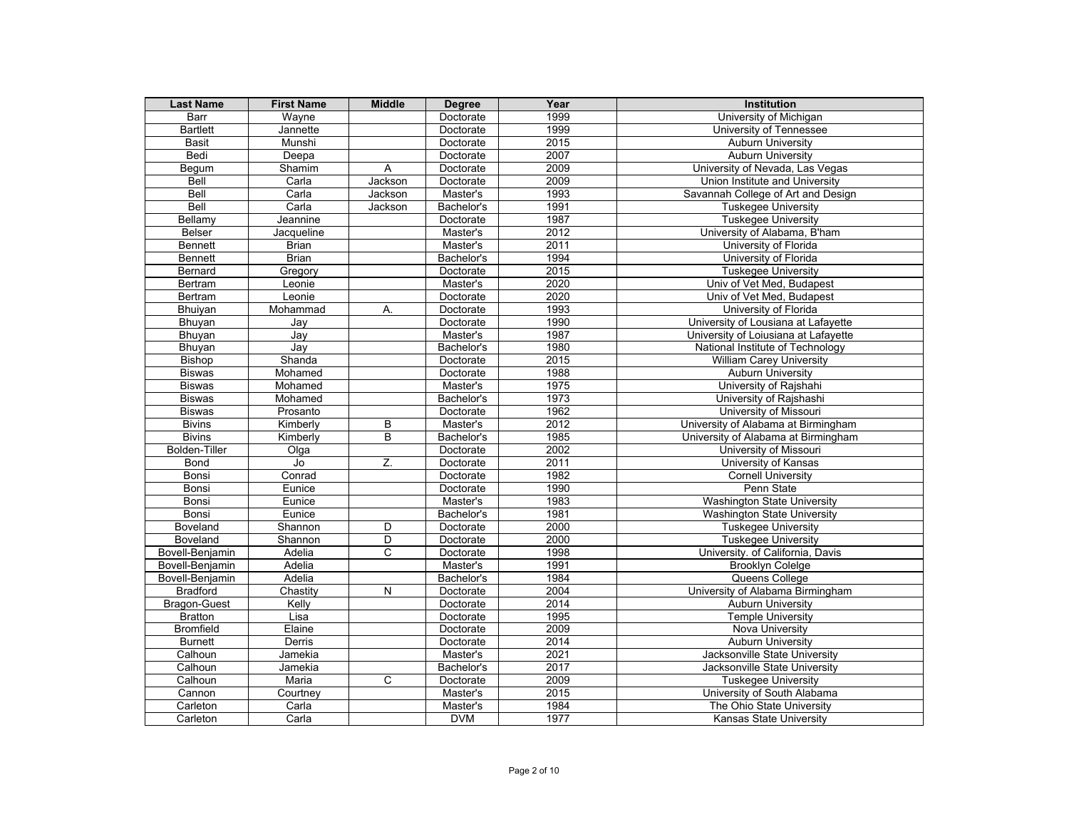| Last Name | First Name | Middle | Degree | Year | Institution |
|---|---|---|---|---|---|
| Barr | Wayne | | Doctorate | 1999 | University of Michigan |
| Bartlett | Jannette | | Doctorate | 1999 | University of Tennessee |
| Basit | Munshi | | Doctorate | 2015 | Auburn University |
| Bedi | Deepa | | Doctorate | 2007 | Auburn University |
| Begum | Shamim | A | Doctorate | 2009 | University of Nevada, Las Vegas |
| Bell | Carla | Jackson | Doctorate | 2009 | Union Institute and University |
| Bell | Carla | Jackson | Master's | 1993 | Savannah College of Art and Design |
| Bell | Carla | Jackson | Bachelor's | 1991 | Tuskegee University |
| Bellamy | Jeannine | | Doctorate | 1987 | Tuskegee University |
| Belser | Jacqueline | | Master's | 2012 | University of Alabama, B'ham |
| Bennett | Brian | | Master's | 2011 | University of Florida |
| Bennett | Brian | | Bachelor's | 1994 | University of Florida |
| Bernard | Gregory | | Doctorate | 2015 | Tuskegee University |
| Bertram | Leonie | | Master's | 2020 | Univ of Vet Med, Budapest |
| Bertram | Leonie | | Doctorate | 2020 | Univ of Vet Med, Budapest |
| Bhuiyan | Mohammad | A. | Doctorate | 1993 | University of Florida |
| Bhuyan | Jay | | Doctorate | 1990 | University of Lousiana at Lafayette |
| Bhuyan | Jay | | Master's | 1987 | University of Loiusiana at Lafayette |
| Bhuyan | Jay | | Bachelor's | 1980 | National Institute of Technology |
| Bishop | Shanda | | Doctorate | 2015 | William Carey University |
| Biswas | Mohamed | | Doctorate | 1988 | Auburn University |
| Biswas | Mohamed | | Master's | 1975 | University of Rajshahi |
| Biswas | Mohamed | | Bachelor's | 1973 | University of Rajshashi |
| Biswas | Prosanto | | Doctorate | 1962 | University of Missouri |
| Bivins | Kimberly | B | Master's | 2012 | University of Alabama at Birmingham |
| Bivins | Kimberly | B | Bachelor's | 1985 | University of Alabama at Birmingham |
| Bolden-Tiller | Olga | | Doctorate | 2002 | University of Missouri |
| Bond | Jo | Z. | Doctorate | 2011 | University of Kansas |
| Bonsi | Conrad | | Doctorate | 1982 | Cornell University |
| Bonsi | Eunice | | Doctorate | 1990 | Penn State |
| Bonsi | Eunice | | Master's | 1983 | Washington State University |
| Bonsi | Eunice | | Bachelor's | 1981 | Washington State University |
| Boveland | Shannon | D | Doctorate | 2000 | Tuskegee University |
| Boveland | Shannon | D | Doctorate | 2000 | Tuskegee University |
| Bovell-Benjamin | Adelia | C | Doctorate | 1998 | University. of California, Davis |
| Bovell-Benjamin | Adelia | | Master's | 1991 | Brooklyn Colelge |
| Bovell-Benjamin | Adelia | | Bachelor's | 1984 | Queens College |
| Bradford | Chastity | N | Doctorate | 2004 | University of Alabama Birmingham |
| Bragon-Guest | Kelly | | Doctorate | 2014 | Auburn University |
| Bratton | Lisa | | Doctorate | 1995 | Temple University |
| Bromfield | Elaine | | Doctorate | 2009 | Nova University |
| Burnett | Derris | | Doctorate | 2014 | Auburn University |
| Calhoun | Jamekia | | Master's | 2021 | Jacksonville State University |
| Calhoun | Jamekia | | Bachelor's | 2017 | Jacksonville State University |
| Calhoun | Maria | C | Doctorate | 2009 | Tuskegee University |
| Cannon | Courtney | | Master's | 2015 | University of South Alabama |
| Carleton | Carla | | Master's | 1984 | The Ohio State University |
| Carleton | Carla | | DVM | 1977 | Kansas State University |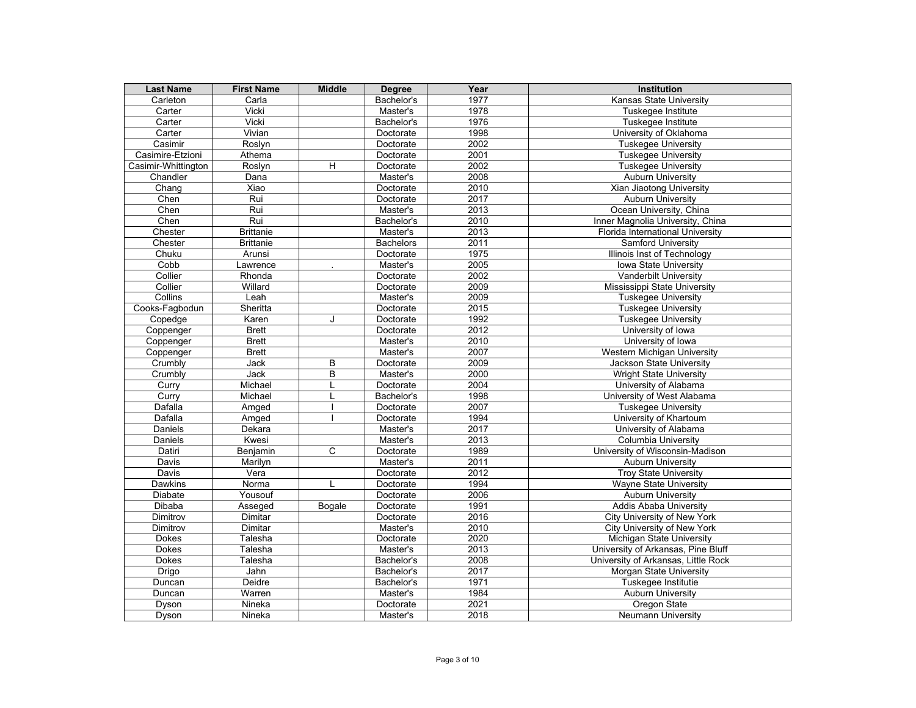| Last Name | First Name | Middle | Degree | Year | Institution |
| --- | --- | --- | --- | --- | --- |
| Carleton | Carla | | Bachelor's | 1977 | Kansas State University |
| Carter | Vicki | | Master's | 1978 | Tuskegee Institute |
| Carter | Vicki | | Bachelor's | 1976 | Tuskegee Institute |
| Carter | Vivian | | Doctorate | 1998 | University of Oklahoma |
| Casimir | Roslyn | | Doctorate | 2002 | Tuskegee University |
| Casimire-Etzioni | Athema | | Doctorate | 2001 | Tuskegee University |
| Casimir-Whittington | Roslyn | H | Doctorate | 2002 | Tuskegee University |
| Chandler | Dana | | Master's | 2008 | Auburn University |
| Chang | Xiao | | Doctorate | 2010 | Xian Jiaotong University |
| Chen | Rui | | Doctorate | 2017 | Auburn University |
| Chen | Rui | | Master's | 2013 | Ocean University, China |
| Chen | Rui | | Bachelor's | 2010 | Inner Magnolia University, China |
| Chester | Brittanie | | Master's | 2013 | Florida International University |
| Chester | Brittanie | | Bachelors | 2011 | Samford University |
| Chuku | Arunsi | | Doctorate | 1975 | Illinois Inst of Technology |
| Cobb | Lawrence | . | Master's | 2005 | Iowa State University |
| Collier | Rhonda | | Doctorate | 2002 | Vanderbilt University |
| Collier | Willard | | Doctorate | 2009 | Mississippi State University |
| Collins | Leah | | Master's | 2009 | Tuskegee University |
| Cooks-Fagbodun | Sheritta | | Doctorate | 2015 | Tuskegee University |
| Copedge | Karen | J | Doctorate | 1992 | Tuskegee University |
| Coppenger | Brett | | Doctorate | 2012 | University of Iowa |
| Coppenger | Brett | | Master's | 2010 | University of Iowa |
| Coppenger | Brett | | Master's | 2007 | Western Michigan University |
| Crumbly | Jack | B | Doctorate | 2009 | Jackson State University |
| Crumbly | Jack | B | Master's | 2000 | Wright State University |
| Curry | Michael | L | Doctorate | 2004 | University of Alabama |
| Curry | Michael | L | Bachelor's | 1998 | University of West Alabama |
| Dafalla | Amged | I | Doctorate | 2007 | Tuskegee University |
| Dafalla | Amged | I | Doctorate | 1994 | University of Khartoum |
| Daniels | Dekara | | Master's | 2017 | University of Alabama |
| Daniels | Kwesi | | Master's | 2013 | Columbia University |
| Datiri | Benjamin | C | Doctorate | 1989 | University of Wisconsin-Madison |
| Davis | Marilyn | | Master's | 2011 | Auburn University |
| Davis | Vera | | Doctorate | 2012 | Troy State University |
| Dawkins | Norma | L | Doctorate | 1994 | Wayne State University |
| Diabate | Yousouf | | Doctorate | 2006 | Auburn University |
| Dibaba | Asseged | Bogale | Doctorate | 1991 | Addis Ababa University |
| Dimitrov | Dimitar | | Doctorate | 2016 | City University of New York |
| Dimitrov | Dimitar | | Master's | 2010 | City University of New York |
| Dokes | Talesha | | Doctorate | 2020 | Michigan State University |
| Dokes | Talesha | | Master's | 2013 | University of Arkansas, Pine Bluff |
| Dokes | Talesha | | Bachelor's | 2008 | University of Arkansas, Little Rock |
| Drigo | Jahn | | Bachelor's | 2017 | Morgan State University |
| Duncan | Deidre | | Bachelor's | 1971 | Tuskegee Institutie |
| Duncan | Warren | | Master's | 1984 | Auburn University |
| Dyson | Nineka | | Doctorate | 2021 | Oregon State |
| Dyson | Nineka | | Master's | 2018 | Neumann University |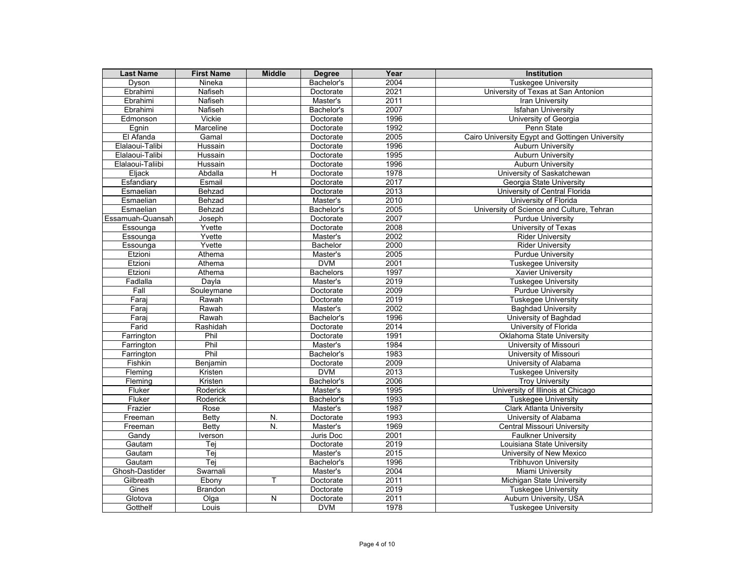| Last Name | First Name | Middle | Degree | Year | Institution |
|---|---|---|---|---|---|
| Dyson | Nineka | | Bachelor's | 2004 | Tuskegee University |
| Ebrahimi | Nafiseh | | Doctorate | 2021 | University of Texas at San Antonion |
| Ebrahimi | Nafiseh | | Master's | 2011 | Iran University |
| Ebrahimi | Nafiseh | | Bachelor's | 2007 | Isfahan University |
| Edmonson | Vickie | | Doctorate | 1996 | University of Georgia |
| Egnin | Marceline | | Doctorate | 1992 | Penn State |
| El Afanda | Gamal | | Doctorate | 2005 | Cairo University Egypt and Gottingen University |
| Elalaoui-Talibi | Hussain | | Doctorate | 1996 | Auburn University |
| Elalaoui-Talibi | Hussain | | Doctorate | 1995 | Auburn University |
| Elalaoui-Taliibi | Hussain | | Doctorate | 1996 | Auburn University |
| Eljack | Abdalla | H | Doctorate | 1978 | University of Saskatchewan |
| Esfandiary | Esmail | | Doctorate | 2017 | Georgia State University |
| Esmaelian | Behzad | | Doctorate | 2013 | University of Central Florida |
| Esmaelian | Behzad | | Master's | 2010 | University of Florida |
| Esmaelian | Behzad | | Bachelor's | 2005 | University of Science and Culture, Tehran |
| Essamuah-Quansah | Joseph | | Doctorate | 2007 | Purdue University |
| Essounga | Yvette | | Doctorate | 2008 | University of Texas |
| Essounga | Yvette | | Master's | 2002 | Rider University |
| Essounga | Yvette | | Bachelor | 2000 | Rider University |
| Etzioni | Athema | | Master's | 2005 | Purdue University |
| Etzioni | Athema | | DVM | 2001 | Tuskegee University |
| Etzioni | Athema | | Bachelors | 1997 | Xavier University |
| Fadlalla | Dayla | | Master's | 2019 | Tuskegee University |
| Fall | Souleymane | | Doctorate | 2009 | Purdue University |
| Faraj | Rawah | | Doctorate | 2019 | Tuskegee University |
| Faraj | Rawah | | Master's | 2002 | Baghdad University |
| Faraj | Rawah | | Bachelor's | 1996 | University of Baghdad |
| Farid | Rashidah | | Doctorate | 2014 | University of Florida |
| Farrington | Phil | | Doctorate | 1991 | Oklahoma State University |
| Farrington | Phil | | Master's | 1984 | University of Missouri |
| Farrington | Phil | | Bachelor's | 1983 | University of Missouri |
| Fishkin | Benjamin | | Doctorate | 2009 | University of Alabama |
| Fleming | Kristen | | DVM | 2013 | Tuskegee University |
| Fleming | Kristen | | Bachelor's | 2006 | Troy University |
| Fluker | Roderick | | Master's | 1995 | University of Illinois at Chicago |
| Fluker | Roderick | | Bachelor's | 1993 | Tuskegee University |
| Frazier | Rose | | Master's | 1987 | Clark Atlanta University |
| Freeman | Betty | N. | Doctorate | 1993 | University of Alabama |
| Freeman | Betty | N. | Master's | 1969 | Central Missouri University |
| Gandy | Iverson | | Juris Doc | 2001 | Faulkner University |
| Gautam | Tej | | Doctorate | 2019 | Louisiana State University |
| Gautam | Tej | | Master's | 2015 | University of New Mexico |
| Gautam | Tej | | Bachelor's | 1996 | Tribhuvon University |
| Ghosh-Dastider | Swarnali | | Master's | 2004 | Miami University |
| Gilbreath | Ebony | T | Doctorate | 2011 | Michigan State University |
| Gines | Brandon | | Doctorate | 2019 | Tuskegee University |
| Glotova | Olga | N | Doctorate | 2011 | Auburn University, USA |
| Gotthelf | Louis | | DVM | 1978 | Tuskegee University |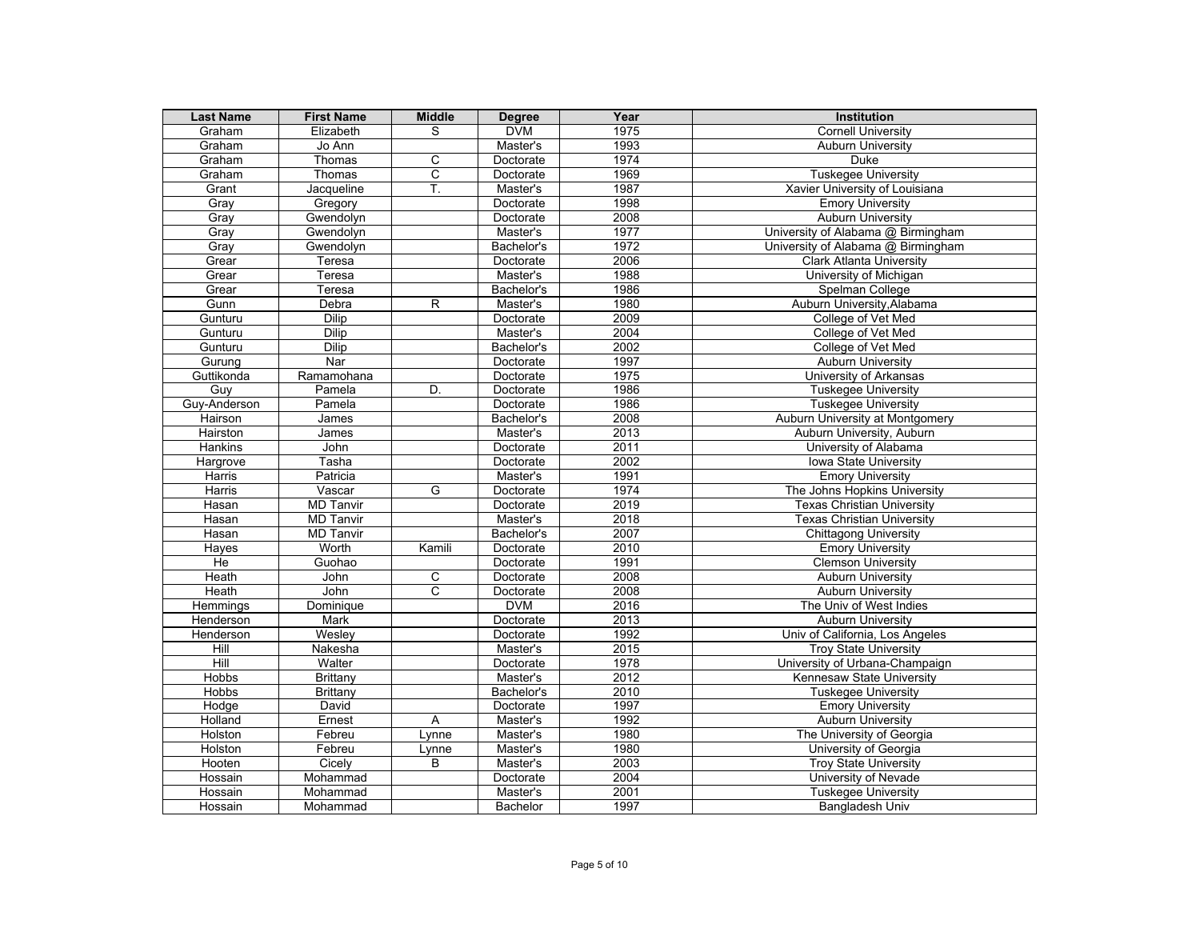| Last Name | First Name | Middle | Degree | Year | Institution |
|---|---|---|---|---|---|
| Graham | Elizabeth | S | DVM | 1975 | Cornell University |
| Graham | Jo Ann | | Master's | 1993 | Auburn University |
| Graham | Thomas | C | Doctorate | 1974 | Duke |
| Graham | Thomas | C | Doctorate | 1969 | Tuskegee University |
| Grant | Jacqueline | T. | Master's | 1987 | Xavier University of Louisiana |
| Gray | Gregory | | Doctorate | 1998 | Emory University |
| Gray | Gwendolyn | | Doctorate | 2008 | Auburn University |
| Gray | Gwendolyn | | Master's | 1977 | University of Alabama @ Birmingham |
| Gray | Gwendolyn | | Bachelor's | 1972 | University of Alabama @ Birmingham |
| Grear | Teresa | | Doctorate | 2006 | Clark Atlanta University |
| Grear | Teresa | | Master's | 1988 | University of Michigan |
| Grear | Teresa | | Bachelor's | 1986 | Spelman College |
| Gunn | Debra | R | Master's | 1980 | Auburn University,Alabama |
| Gunturu | Dilip | | Doctorate | 2009 | College of Vet Med |
| Gunturu | Dilip | | Master's | 2004 | College of Vet Med |
| Gunturu | Dilip | | Bachelor's | 2002 | College of Vet Med |
| Gurung | Nar | | Doctorate | 1997 | Auburn University |
| Guttikonda | Ramamohana | | Doctorate | 1975 | University of Arkansas |
| Guy | Pamela | D. | Doctorate | 1986 | Tuskegee University |
| Guy-Anderson | Pamela | | Doctorate | 1986 | Tuskegee University |
| Hairson | James | | Bachelor's | 2008 | Auburn University at Montgomery |
| Hairston | James | | Master's | 2013 | Auburn University, Auburn |
| Hankins | John | | Doctorate | 2011 | University of Alabama |
| Hargrove | Tasha | | Doctorate | 2002 | Iowa State University |
| Harris | Patricia | | Master's | 1991 | Emory University |
| Harris | Vascar | G | Doctorate | 1974 | The Johns Hopkins University |
| Hasan | MD Tanvir | | Doctorate | 2019 | Texas Christian University |
| Hasan | MD Tanvir | | Master's | 2018 | Texas Christian University |
| Hasan | MD Tanvir | | Bachelor's | 2007 | Chittagong University |
| Hayes | Worth | Kamili | Doctorate | 2010 | Emory University |
| He | Guohao | | Doctorate | 1991 | Clemson University |
| Heath | John | C | Doctorate | 2008 | Auburn University |
| Heath | John | C | Doctorate | 2008 | Auburn University |
| Hemmings | Dominique | | DVM | 2016 | The Univ of West Indies |
| Henderson | Mark | | Doctorate | 2013 | Auburn University |
| Henderson | Wesley | | Doctorate | 1992 | Univ of California, Los Angeles |
| Hill | Nakesha | | Master's | 2015 | Troy State University |
| Hill | Walter | | Doctorate | 1978 | University of Urbana-Champaign |
| Hobbs | Brittany | | Master's | 2012 | Kennesaw State University |
| Hobbs | Brittany | | Bachelor's | 2010 | Tuskegee University |
| Hodge | David | | Doctorate | 1997 | Emory University |
| Holland | Ernest | A | Master's | 1992 | Auburn University |
| Holston | Febreu | Lynne | Master's | 1980 | The University of Georgia |
| Holston | Febreu | Lynne | Master's | 1980 | University of Georgia |
| Hooten | Cicely | B | Master's | 2003 | Troy State University |
| Hossain | Mohammad | | Doctorate | 2004 | University of Nevade |
| Hossain | Mohammad | | Master's | 2001 | Tuskegee University |
| Hossain | Mohammad | | Bachelor | 1997 | Bangladesh Univ |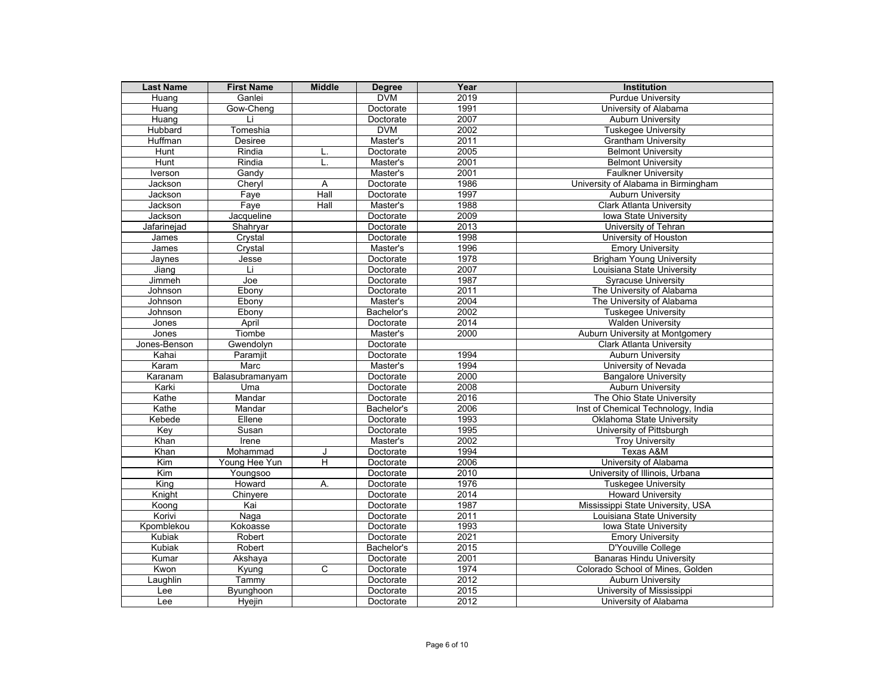| Last Name | First Name | Middle | Degree | Year | Institution |
| --- | --- | --- | --- | --- | --- |
| Huang | Ganlei | | DVM | 2019 | Purdue University |
| Huang | Gow-Cheng | | Doctorate | 1991 | University of Alabama |
| Huang | Li | | Doctorate | 2007 | Auburn University |
| Hubbard | Tomeshia | | DVM | 2002 | Tuskegee University |
| Huffman | Desiree | | Master's | 2011 | Grantham University |
| Hunt | Rindia | L. | Doctorate | 2005 | Belmont University |
| Hunt | Rindia | L. | Master's | 2001 | Belmont University |
| Iverson | Gandy | | Master's | 2001 | Faulkner University |
| Jackson | Cheryl | A | Doctorate | 1986 | University of Alabama in Birmingham |
| Jackson | Faye | Hall | Doctorate | 1997 | Auburn University |
| Jackson | Faye | Hall | Master's | 1988 | Clark Atlanta University |
| Jackson | Jacqueline | | Doctorate | 2009 | Iowa State University |
| Jafarinejad | Shahryar | | Doctorate | 2013 | University of Tehran |
| James | Crystal | | Doctorate | 1998 | University of Houston |
| James | Crystal | | Master's | 1996 | Emory University |
| Jaynes | Jesse | | Doctorate | 1978 | Brigham Young University |
| Jiang | Li | | Doctorate | 2007 | Louisiana State University |
| Jimmeh | Joe | | Doctorate | 1987 | Syracuse University |
| Johnson | Ebony | | Doctorate | 2011 | The University of Alabama |
| Johnson | Ebony | | Master's | 2004 | The University of Alabama |
| Johnson | Ebony | | Bachelor's | 2002 | Tuskegee University |
| Jones | April | | Doctorate | 2014 | Walden University |
| Jones | Tiombe | | Master's | 2000 | Auburn University at Montgomery |
| Jones-Benson | Gwendolyn | | Doctorate | | Clark Atlanta University |
| Kahai | Paramjit | | Doctorate | 1994 | Auburn University |
| Karam | Marc | | Master's | 1994 | University of Nevada |
| Karanam | Balasubramanyam | | Doctorate | 2000 | Bangalore University |
| Karki | Uma | | Doctorate | 2008 | Auburn University |
| Kathe | Mandar | | Doctorate | 2016 | The Ohio State University |
| Kathe | Mandar | | Bachelor's | 2006 | Inst of Chemical Technology, India |
| Kebede | Ellene | | Doctorate | 1993 | Oklahoma State University |
| Key | Susan | | Doctorate | 1995 | University of Pittsburgh |
| Khan | Irene | | Master's | 2002 | Troy University |
| Khan | Mohammad | J | Doctorate | 1994 | Texas A&M |
| Kim | Young Hee Yun | H | Doctorate | 2006 | University of Alabama |
| Kim | Youngsoo | | Doctorate | 2010 | University of Illinois, Urbana |
| King | Howard | A. | Doctorate | 1976 | Tuskegee University |
| Knight | Chinyere | | Doctorate | 2014 | Howard University |
| Koong | Kai | | Doctorate | 1987 | Mississippi State University, USA |
| Korivi | Naga | | Doctorate | 2011 | Louisiana State University |
| Kpomblekou | Kokoasse | | Doctorate | 1993 | Iowa State University |
| Kubiak | Robert | | Doctorate | 2021 | Emory University |
| Kubiak | Robert | | Bachelor's | 2015 | D'Youville College |
| Kumar | Akshaya | | Doctorate | 2001 | Banaras Hindu University |
| Kwon | Kyung | C | Doctorate | 1974 | Colorado School of Mines, Golden |
| Laughlin | Tammy | | Doctorate | 2012 | Auburn University |
| Lee | Byunghoon | | Doctorate | 2015 | University of Mississippi |
| Lee | Hyejin | | Doctorate | 2012 | University of Alabama |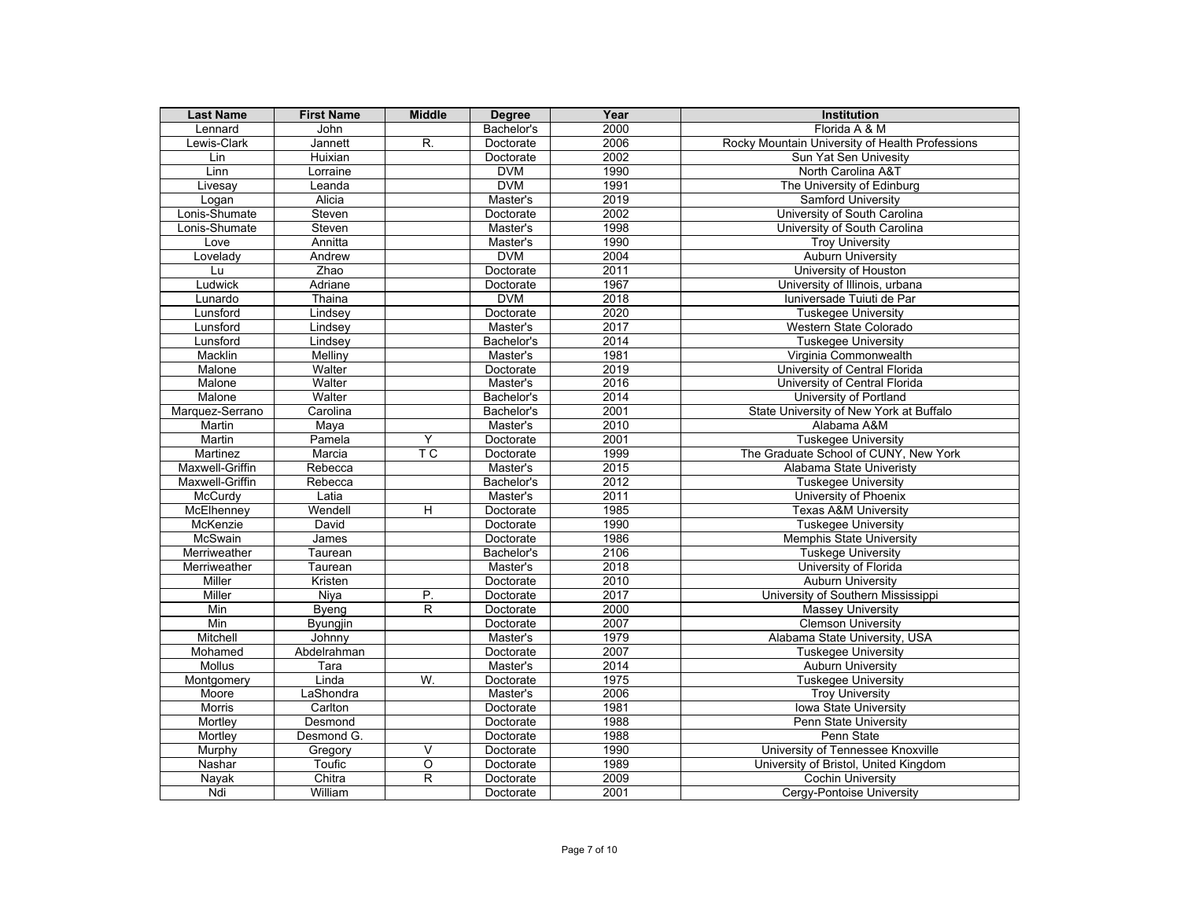| Last Name | First Name | Middle | Degree | Year | Institution |
|---|---|---|---|---|---|
| Lennard | John | | Bachelor's | 2000 | Florida A & M |
| Lewis-Clark | Jannett | R. | Doctorate | 2006 | Rocky Mountain University of Health Professions |
| Lin | Huixian | | Doctorate | 2002 | Sun Yat Sen Univesity |
| Linn | Lorraine | | DVM | 1990 | North Carolina A&T |
| Livesay | Leanda | | DVM | 1991 | The University of Edinburg |
| Logan | Alicia | | Master's | 2019 | Samford University |
| Lonis-Shumate | Steven | | Doctorate | 2002 | University of South Carolina |
| Lonis-Shumate | Steven | | Master's | 1998 | University of South Carolina |
| Love | Annitta | | Master's | 1990 | Troy University |
| Lovelady | Andrew | | DVM | 2004 | Auburn University |
| Lu | Zhao | | Doctorate | 2011 | University of Houston |
| Ludwick | Adriane | | Doctorate | 1967 | University of Illinois, urbana |
| Lunardo | Thaina | | DVM | 2018 | Iuniversade Tuiuti de Par |
| Lunsford | Lindsey | | Doctorate | 2020 | Tuskegee University |
| Lunsford | Lindsey | | Master's | 2017 | Western State Colorado |
| Lunsford | Lindsey | | Bachelor's | 2014 | Tuskegee University |
| Macklin | Melliny | | Master's | 1981 | Virginia Commonwealth |
| Malone | Walter | | Doctorate | 2019 | University of Central Florida |
| Malone | Walter | | Master's | 2016 | University of Central Florida |
| Malone | Walter | | Bachelor's | 2014 | University of Portland |
| Marquez-Serrano | Carolina | | Bachelor's | 2001 | State University of New York at Buffalo |
| Martin | Maya | | Master's | 2010 | Alabama A&M |
| Martin | Pamela | Y | Doctorate | 2001 | Tuskegee University |
| Martinez | Marcia | T C | Doctorate | 1999 | The Graduate School of CUNY, New York |
| Maxwell-Griffin | Rebecca | | Master's | 2015 | Alabama State Univeristy |
| Maxwell-Griffin | Rebecca | | Bachelor's | 2012 | Tuskegee University |
| McCurdy | Latia | | Master's | 2011 | University of Phoenix |
| McElhenney | Wendell | H | Doctorate | 1985 | Texas A&M University |
| McKenzie | David | | Doctorate | 1990 | Tuskegee University |
| McSwain | James | | Doctorate | 1986 | Memphis State University |
| Merriweather | Taurean | | Bachelor's | 2106 | Tuskege University |
| Merriweather | Taurean | | Master's | 2018 | University of Florida |
| Miller | Kristen | | Doctorate | 2010 | Auburn University |
| Miller | Niya | P. | Doctorate | 2017 | University of Southern Mississippi |
| Min | Byeng | R | Doctorate | 2000 | Massey University |
| Min | Byungjin | | Doctorate | 2007 | Clemson University |
| Mitchell | Johnny | | Master's | 1979 | Alabama State University, USA |
| Mohamed | Abdelrahman | | Doctorate | 2007 | Tuskegee University |
| Mollus | Tara | | Master's | 2014 | Auburn University |
| Montgomery | Linda | W. | Doctorate | 1975 | Tuskegee University |
| Moore | LaShondra | | Master's | 2006 | Troy University |
| Morris | Carlton | | Doctorate | 1981 | Iowa State University |
| Mortley | Desmond | | Doctorate | 1988 | Penn State University |
| Mortley | Desmond G. | | Doctorate | 1988 | Penn State |
| Murphy | Gregory | V | Doctorate | 1990 | University of Tennessee Knoxville |
| Nashar | Toufic | O | Doctorate | 1989 | University of Bristol, United Kingdom |
| Nayak | Chitra | R | Doctorate | 2009 | Cochin University |
| Ndi | William | | Doctorate | 2001 | Cergy-Pontoise University |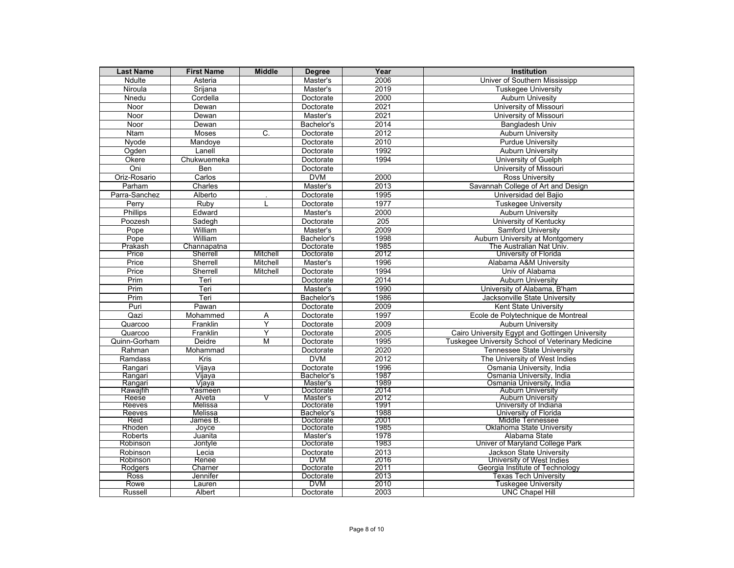| Last Name | First Name | Middle | Degree | Year | Institution |
|---|---|---|---|---|---|
| Ndulte | Asteria | | Master's | 2006 | Univer of Southern Mississipp |
| Niroula | Srijana | | Master's | 2019 | Tuskegee University |
| Nnedu | Cordella | | Doctorate | 2000 | Auburn Univesity |
| Noor | Dewan | | Doctorate | 2021 | University of Missouri |
| Noor | Dewan | | Master's | 2021 | University of Missouri |
| Noor | Dewan | | Bachelor's | 2014 | Bangladesh Univ |
| Ntam | Moses | C. | Doctorate | 2012 | Auburn University |
| Nyode | Mandoye | | Doctorate | 2010 | Purdue University |
| Ogden | Lanell | | Doctorate | 1992 | Auburn University |
| Okere | Chukwuemeka | | Doctorate | 1994 | University of Guelph |
| Oni | Ben | | Doctorate | | University of Missouri |
| Oriz-Rosario | Carlos | | DVM | 2000 | Ross University |
| Parham | Charles | | Master's | 2013 | Savannah College of Art and Design |
| Parra-Sanchez | Alberto | . | Doctorate | 1995 | Universidad del Bajio |
| Perry | Ruby | L | Doctorate | 1977 | Tuskegee University |
| Phillips | Edward | | Master's | 2000 | Auburn University |
| Poozesh | Sadegh | | Doctorate | 205 | University of Kentucky |
| Pope | William | | Master's | 2009 | Samford University |
| Pope | William | | Bachelor's | 1998 | Auburn University at Montgomery |
| Prakash | Channapatna | | Doctorate | 1985 | The Australian Nat Univ. |
| Price | Sherrell | Mitchell | Doctorate | 2012 | University of Florida |
| Price | Sherrell | Mitchell | Master's | 1996 | Alabama A&M University |
| Price | Sherrell | Mitchell | Doctorate | 1994 | Univ of Alabama |
| Prim | Teri | | Doctorate | 2014 | Auburn University |
| Prim | Teri | | Master's | 1990 | University of Alabama, B'ham |
| Prim | Teri | | Bachelor's | 1986 | Jacksonville State University |
| Puri | Pawan | | Doctorate | 2009 | Kent State University |
| Qazi | Mohammed | A | Doctorate | 1997 | Ecole de Polytechnique de Montreal |
| Quarcoo | Franklin | Y | Doctorate | 2009 | Auburn University |
| Quarcoo | Franklin | Y | Doctorate | 2005 | Cairo University Egypt and Gottingen University |
| Quinn-Gorham | Deidre | M | Doctorate | 1995 | Tuskegee University School of Veterinary Medicine |
| Rahman | Mohammad | | Doctorate | 2020 | Tennessee State University |
| Ramdass | Kris | | DVM | 2012 | The University of West Indies |
| Rangari | Vijaya | | Doctorate | 1996 | Osmania University, India |
| Rangari | Vijaya | | Bachelor's | 1987 | Osmania University, India |
| Rangari | Vjaya | | Master's | 1989 | Osmania University, India |
| Rawajfih | Yasmeen | | Doctorate | 2014 | Auburn University |
| Reese | Alveta | V | Master's | 2012 | Auburn University |
| Reeves | Melissa | | Doctorate | 1991 | University of Indiana |
| Reeves | Melissa | | Bachelor's | 1988 | University of Florida |
| Reid | James B. | | Doctorate | 2001 | Middle Tennessee |
| Rhoden | Joyce | | Doctorate | 1985 | Oklahoma State University |
| Roberts | Juanita | | Master's | 1978 | Alabama State |
| Robinson | Jontyle | | Doctorate | 1983 | Univer of Maryland College Park |
| Robinson | Lecia | | Doctorate | 2013 | Jackson State University |
| Robinson | Renee | | DVM | 2016 | University of West Indies |
| Rodgers | Charner | | Doctorate | 2011 | Georgia Institute of Technology |
| Ross | Jennifer | | Doctorate | 2013 | Texas Tech University |
| Rowe | Lauren | | DVM | 2010 | Tuskegee University |
| Russell | Albert | | Doctorate | 2003 | UNC Chapel Hill |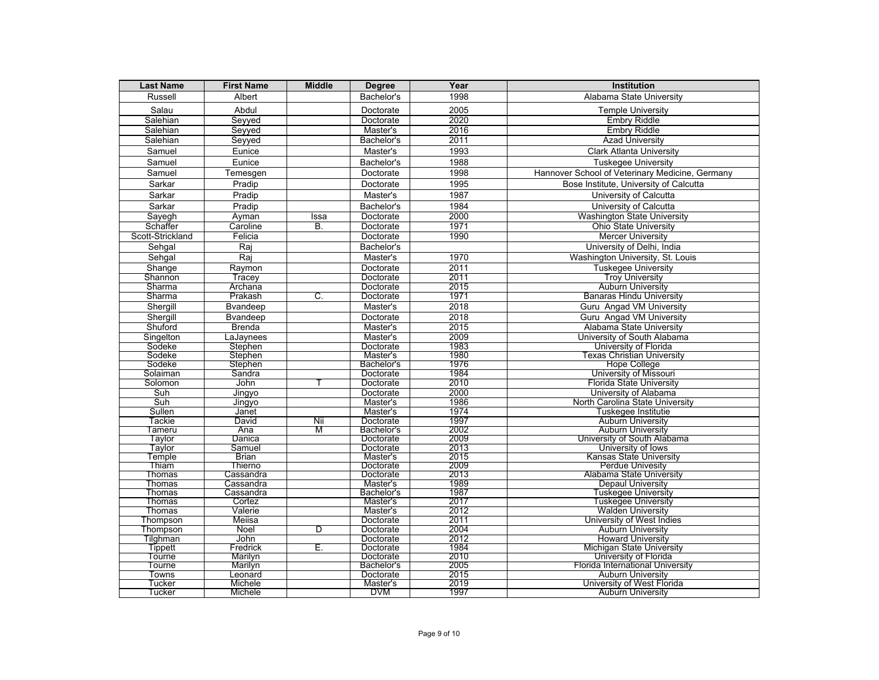| Last Name | First Name | Middle | Degree | Year | Institution |
|---|---|---|---|---|---|
| Russell | Albert | | Bachelor's | 1998 | Alabama State University |
| Salau | Abdul | | Doctorate | 2005 | Temple University |
| Salehian | Seyyed | | Doctorate | 2020 | Embry Riddle |
| Salehian | Seyyed | | Master's | 2016 | Embry Riddle |
| Salehian | Seyyed | | Bachelor's | 2011 | Azad University |
| Samuel | Eunice | | Master's | 1993 | Clark Atlanta University |
| Samuel | Eunice | | Bachelor's | 1988 | Tuskegee University |
| Samuel | Temesgen | | Doctorate | 1998 | Hannover School of Veterinary Medicine, Germany |
| Sarkar | Pradip | | Doctorate | 1995 | Bose Institute, University of Calcutta |
| Sarkar | Pradip | | Master's | 1987 | University of Calcutta |
| Sarkar | Pradip | | Bachelor's | 1984 | University of Calcutta |
| Sayegh | Ayman | Issa | Doctorate | 2000 | Washington State University |
| Schaffer | Caroline | B. | Doctorate | 1971 | Ohio State University |
| Scott-Strickland | Felicia | | Doctorate | 1990 | Mercer University |
| Sehgal | Raj | | Bachelor's | | University of Delhi, India |
| Sehgal | Raj | | Master's | 1970 | Washington University, St. Louis |
| Shange | Raymon | | Doctorate | 2011 | Tuskegee University |
| Shannon | Tracey | | Doctorate | 2011 | Troy University |
| Sharma | Archana | | Doctorate | 2015 | Auburn University |
| Sharma | Prakash | C. | Doctorate | 1971 | Banaras Hindu University |
| Shergill | Bvandeep | | Master's | 2018 | Guru Angad VM University |
| Shergill | Bvandeep | | Doctorate | 2018 | Guru Angad VM University |
| Shuford | Brenda | | Master's | 2015 | Alabama State University |
| Singelton | LaJaynees | | Master's | 2009 | University of South Alabama |
| Sodeke | Stephen | | Doctorate | 1983 | University of Florida |
| Sodeke | Stephen | | Master's | 1980 | Texas Christian University |
| Sodeke | Stephen | | Bachelor's | 1976 | Hope College |
| Solaiman | Sandra | | Doctorate | 1984 | University of Missouri |
| Solomon | John | T | Doctorate | 2010 | Florida State University |
| Suh | Jingyo | | Doctorate | 2000 | University of Alabama |
| Suh | Jingyo | | Master's | 1986 | North Carolina State University |
| Sullen | Janet | | Master's | 1974 | Tuskegee Institutie |
| Tackie | David | Nii | Doctorate | 1997 | Auburn University |
| Tameru | Ana | M | Bachelor's | 2002 | Auburn University |
| Taylor | Danica | | Doctorate | 2009 | University of South Alabama |
| Taylor | Samuel | | Doctorate | 2013 | University of Iows |
| Temple | Brian | | Master's | 2015 | Kansas State University |
| Thiam | Thierno | | Doctorate | 2009 | Perdue Univesity |
| Thomas | Cassandra | | Doctorate | 2013 | Alabama State University |
| Thomas | Cassandra | | Master's | 1989 | Depaul University |
| Thomas | Cassandra | | Bachelor's | 1987 | Tuskegee University |
| Thomas | Cortez | | Master's | 2017 | Tuskegee University |
| Thomas | Valerie | | Master's | 2012 | Walden University |
| Thompson | Meiisa | | Doctorate | 2011 | University of West Indies |
| Thompson | Noel | D | Doctorate | 2004 | Auburn University |
| Tilghman | John | | Doctorate | 2012 | Howard University |
| Tippett | Fredrick | E. | Doctorate | 1984 | Michigan State University |
| Tourne | Marilyn | | Doctorate | 2010 | University of Florida |
| Tourne | Marilyn | | Bachelor's | 2005 | Florida International University |
| Towns | Leonard | | Doctorate | 2015 | Auburn University |
| Tucker | Michele | | Master's | 2019 | University of West Florida |
| Tucker | Michele | | DVM | 1997 | Auburn University |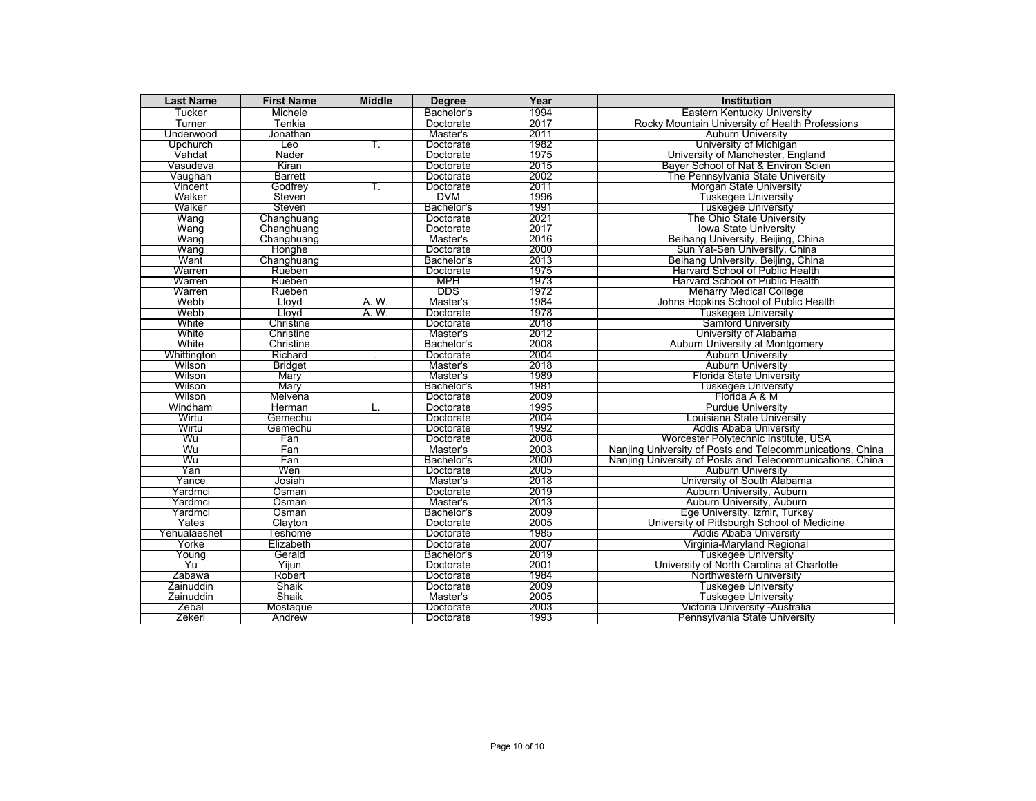| Last Name | First Name | Middle | Degree | Year | Institution |
| --- | --- | --- | --- | --- | --- |
| Tucker | Michele | | Bachelor's | 1994 | Eastern Kentucky University |
| Turner | Tenkia | | Doctorate | 2017 | Rocky Mountain University of Health Professions |
| Underwood | Jonathan | | Master's | 2011 | Auburn University |
| Upchurch | Leo | T. | Doctorate | 1982 | University of Michigan |
| Vahdat | Nader | | Doctorate | 1975 | University of Manchester, England |
| Vasudeva | Kiran | | Doctorate | 2015 | Bayer School of Nat & Environ Scien |
| Vaughan | Barrett | | Doctorate | 2002 | The Pennsylvania State University |
| Vincent | Godfrey | T. | Doctorate | 2011 | Morgan State University |
| Walker | Steven | | DVM | 1996 | Tuskegee University |
| Walker | Steven | | Bachelor's | 1991 | Tuskegee University |
| Wang | Changhuang | | Doctorate | 2021 | The Ohio State University |
| Wang | Changhuang | | Doctorate | 2017 | Iowa State University |
| Wang | Changhuang | | Master's | 2016 | Beihang University, Beijing, China |
| Wang | Honghe | | Doctorate | 2000 | Sun Yat-Sen University, China |
| Want | Changhuang | | Bachelor's | 2013 | Beihang University, Beijing, China |
| Warren | Rueben | | Doctorate | 1975 | Harvard School of Public Health |
| Warren | Rueben | | MPH | 1973 | Harvard School of Public Health |
| Warren | Rueben | | DDS | 1972 | Meharry Medical College |
| Webb | Lloyd | A. W. | Master's | 1984 | Johns Hopkins School of Public Health |
| Webb | Lloyd | A. W. | Doctorate | 1978 | Tuskegee University |
| White | Christine | | Doctorate | 2018 | Samford University |
| White | Christine | | Master's | 2012 | University of Alabama |
| White | Christine | | Bachelor's | 2008 | Auburn University at Montgomery |
| Whittington | Richard | . | Doctorate | 2004 | Auburn University |
| Wilson | Bridget | | Master's | 2018 | Auburn University |
| Wilson | Mary | | Master's | 1989 | Florida State University |
| Wilson | Mary | | Bachelor's | 1981 | Tuskegee University |
| Wilson | Melvena | | Doctorate | 2009 | Florida A & M |
| Windham | Herman | L. | Doctorate | 1995 | Purdue University |
| Wirtu | Gemechu | | Doctorate | 2004 | Louisiana State University |
| Wirtu | Gemechu | | Doctorate | 1992 | Addis Ababa University |
| Wu | Fan | | Doctorate | 2008 | Worcester Polytechnic Institute, USA |
| Wu | Fan | | Master's | 2003 | Nanjing University of Posts and Telecommunications, China |
| Wu | Fan | | Bachelor's | 2000 | Nanjing University of Posts and Telecommunications, China |
| Yan | Wen | | Doctorate | 2005 | Auburn University |
| Yance | Josiah | | Master's | 2018 | University of South Alabama |
| Yardmci | Osman | | Doctorate | 2019 | Auburn University, Auburn |
| Yardmci | Osman | | Master's | 2013 | Auburn University, Auburn |
| Yardmci | Osman | | Bachelor's | 2009 | Ege University, Izmir, Turkey |
| Yates | Clayton | | Doctorate | 2005 | University of Pittsburgh School of Medicine |
| Yehualaeshet | Teshome | | Doctorate | 1985 | Addis Ababa University |
| Yorke | Elizabeth | | Doctorate | 2007 | Virginia-Maryland Regional |
| Young | Gerald | | Bachelor's | 2019 | Tuskegee University |
| Yu | Yijun | | Doctorate | 2001 | University of North Carolina at Charlotte |
| Zabawa | Robert | | Doctorate | 1984 | Northwestern University |
| Zainuddin | Shaik | | Doctorate | 2009 | Tuskegee University |
| Zainuddin | Shaik | | Master's | 2005 | Tuskegee University |
| Zebal | Mostaque | | Doctorate | 2003 | Victoria University -Australia |
| Zekeri | Andrew | | Doctorate | 1993 | Pennsylvania State University |